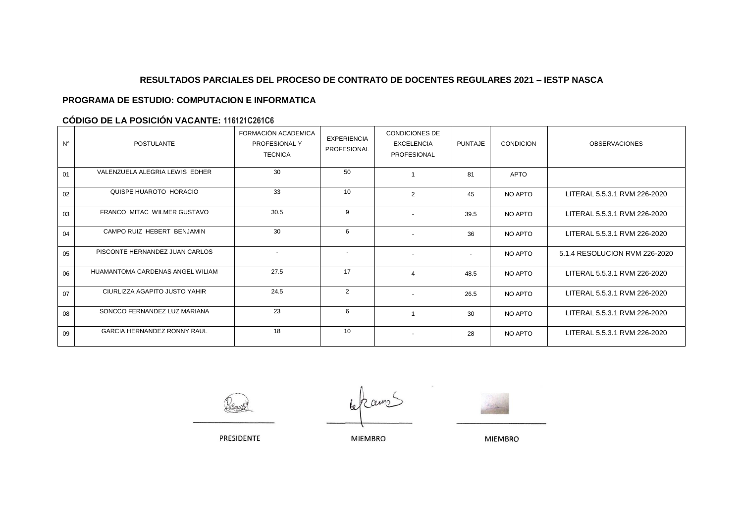## RESULTADOS PARCIALES DEL PROCESO DE CONTRATO DE DOCENTES REGULARES 2021 – IESTP NASCA

### PROGRAMA DE ESTUDIO: COMPUTACION E INFORMATICA

### CÓDIGO DE LA POSICIÓN VACANTE: 116121C261C6

| N° | POSTULANTE | FORMACIÓN ACADEMICA PROFESIONAL Y TECNICA | EXPERIENCIA PROFESIONAL | CONDICIONES DE EXCELENCIA PROFESIONAL | PUNTAJE | CONDICION | OBSERVACIONES |
|---|---|---|---|---|---|---|---|
| 01 | VALENZUELA ALEGRIA LEWIS EDHER | 30 | 50 | 1 | 81 | APTO | |
| 02 | QUISPE HUAROTO HORACIO | 33 | 10 | 2 | 45 | NO APTO | LITERAL 5.5.3.1 RVM 226-2020 |
| 03 | FRANCO MITAC WILMER GUSTAVO | 30.5 | 9 | - | 39.5 | NO APTO | LITERAL 5.5.3.1 RVM 226-2020 |
| 04 | CAMPO RUIZ HEBERT BENJAMIN | 30 | 6 | - | 36 | NO APTO | LITERAL 5.5.3.1 RVM 226-2020 |
| 05 | PISCONTE HERNANDEZ JUAN CARLOS | - | - | - | - | NO APTO | 5.1.4 RESOLUCION RVM 226-2020 |
| 06 | HUAMANTOMA CARDENAS ANGEL WILIAM | 27.5 | 17 | 4 | 48.5 | NO APTO | LITERAL 5.5.3.1 RVM 226-2020 |
| 07 | CIURLIZZA AGAPITO JUSTO YAHIR | 24.5 | 2 | - | 26.5 | NO APTO | LITERAL 5.5.3.1 RVM 226-2020 |
| 08 | SONCCO FERNANDEZ LUZ MARIANA | 23 | 6 | 1 | 30 | NO APTO | LITERAL 5.5.3.1 RVM 226-2020 |
| 09 | GARCIA HERNANDEZ RONNY RAUL | 18 | 10 | - | 28 | NO APTO | LITERAL 5.5.3.1 RVM 226-2020 |

PRESIDENTE

MIEMBRO

MIEMBRO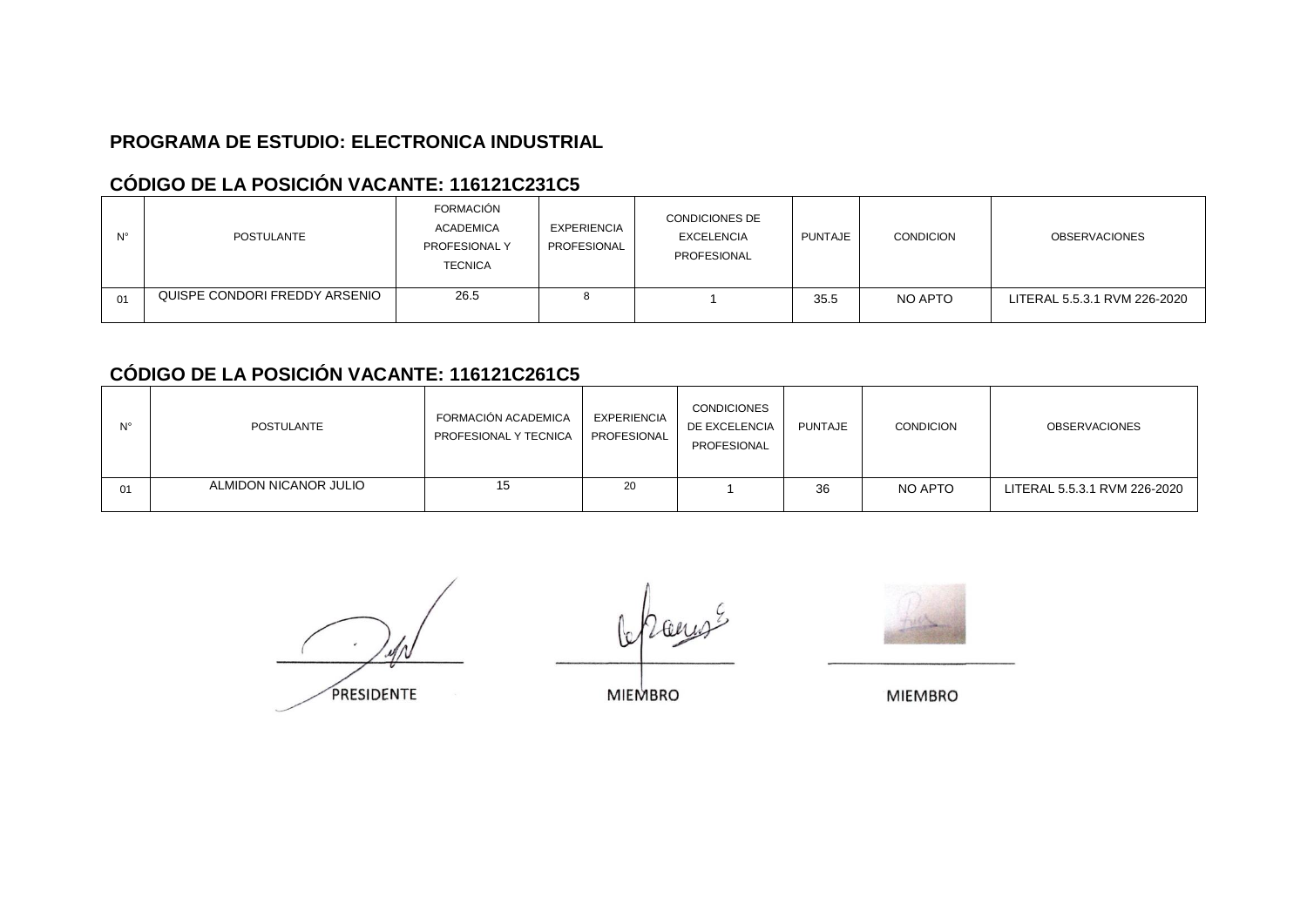## PROGRAMA DE ESTUDIO: ELECTRONICA INDUSTRIAL

### CÓDIGO DE LA POSICIÓN VACANTE: 116121C231C5

| N° | POSTULANTE | FORMACIÓN ACADEMICA PROFESIONAL Y TECNICA | EXPERIENCIA PROFESIONAL | CONDICIONES DE EXCELENCIA PROFESIONAL | PUNTAJE | CONDICION | OBSERVACIONES |
|---|---|---|---|---|---|---|---|
| 01 | QUISPE CONDORI FREDDY ARSENIO | 26.5 | 8 | 1 | 35.5 | NO APTO | LITERAL 5.5.3.1 RVM 226-2020 |

### CÓDIGO DE LA POSICIÓN VACANTE: 116121C261C5

| N° | POSTULANTE | FORMACIÓN ACADEMICA PROFESIONAL Y TECNICA | EXPERIENCIA PROFESIONAL | CONDICIONES DE EXCELENCIA PROFESIONAL | PUNTAJE | CONDICION | OBSERVACIONES |
|---|---|---|---|---|---|---|---|
| 01 | ALMIDON NICANOR JULIO | 15 | 20 | 1 | 36 | NO APTO | LITERAL 5.5.3.1 RVM 226-2020 |

PRESIDENTE

MIEMBRO

MIEMBRO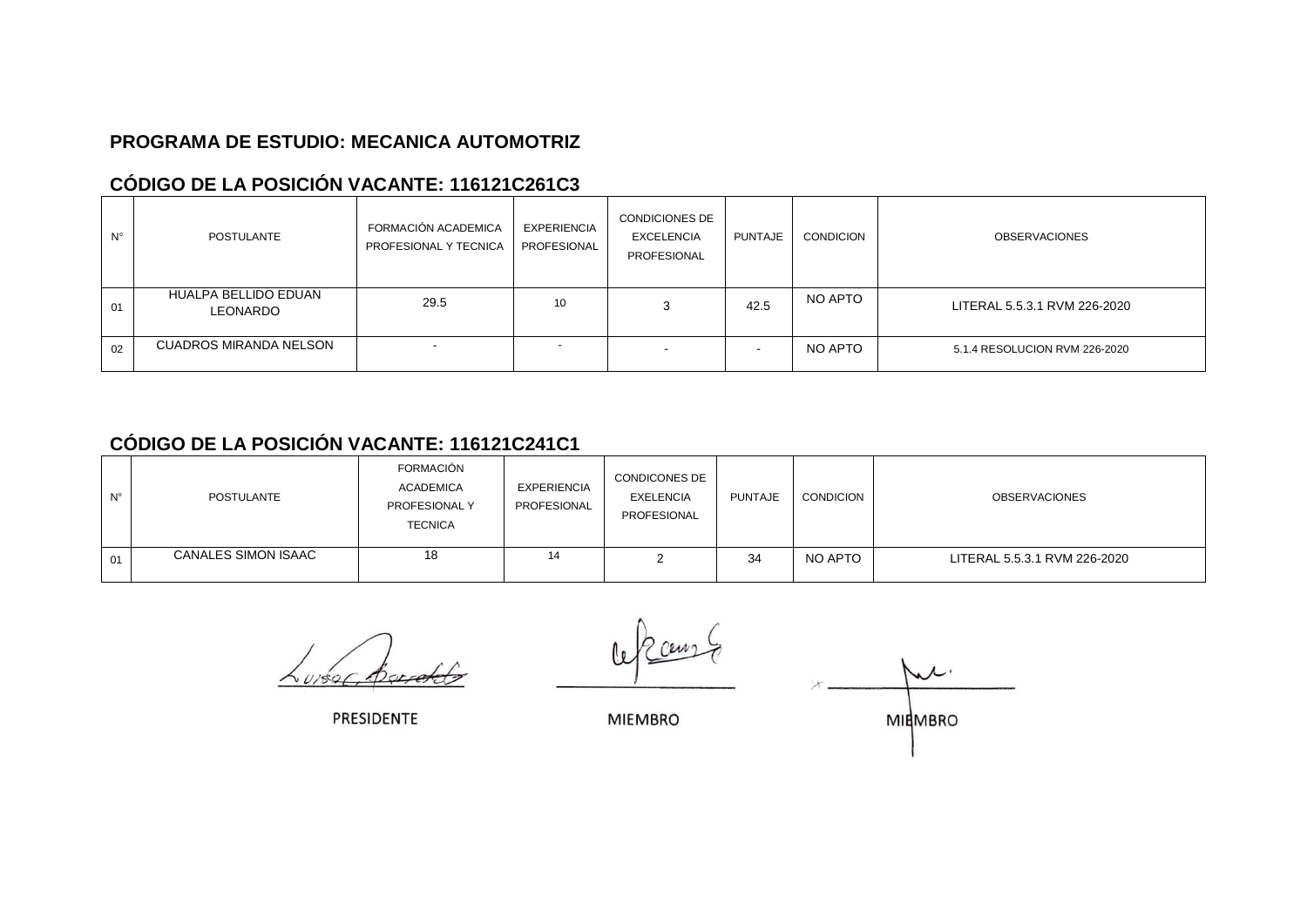## PROGRAMA DE ESTUDIO: MECANICA AUTOMOTRIZ

## CÓDIGO DE LA POSICIÓN VACANTE: 116121C261C3

| N° | POSTULANTE | FORMACIÓN ACADEMICA PROFESIONAL Y TECNICA | EXPERIENCIA PROFESIONAL | CONDICIONES DE EXCELENCIA PROFESIONAL | PUNTAJE | CONDICION | OBSERVACIONES |
|---|---|---|---|---|---|---|---|
| 01 | HUALPA BELLIDO EDUAN LEONARDO | 29.5 | 10 | 3 | 42.5 | NO APTO | LITERAL 5.5.3.1 RVM 226-2020 |
| 02 | CUADROS MIRANDA NELSON | - | - | - | - | NO APTO | 5.1.4 RESOLUCION RVM 226-2020 |

## CÓDIGO DE LA POSICIÓN VACANTE: 116121C241C1

| N° | POSTULANTE | FORMACIÓN ACADEMICA PROFESIONAL Y TECNICA | EXPERIENCIA PROFESIONAL | CONDICONES DE EXELENCIA PROFESIONAL | PUNTAJE | CONDICION | OBSERVACIONES |
|---|---|---|---|---|---|---|---|
| 01 | CANALES SIMON ISAAC | 18 | 14 | 2 | 34 | NO APTO | LITERAL 5.5.3.1 RVM 226-2020 |

PRESIDENTE

MIEMBRO

MIEMBRO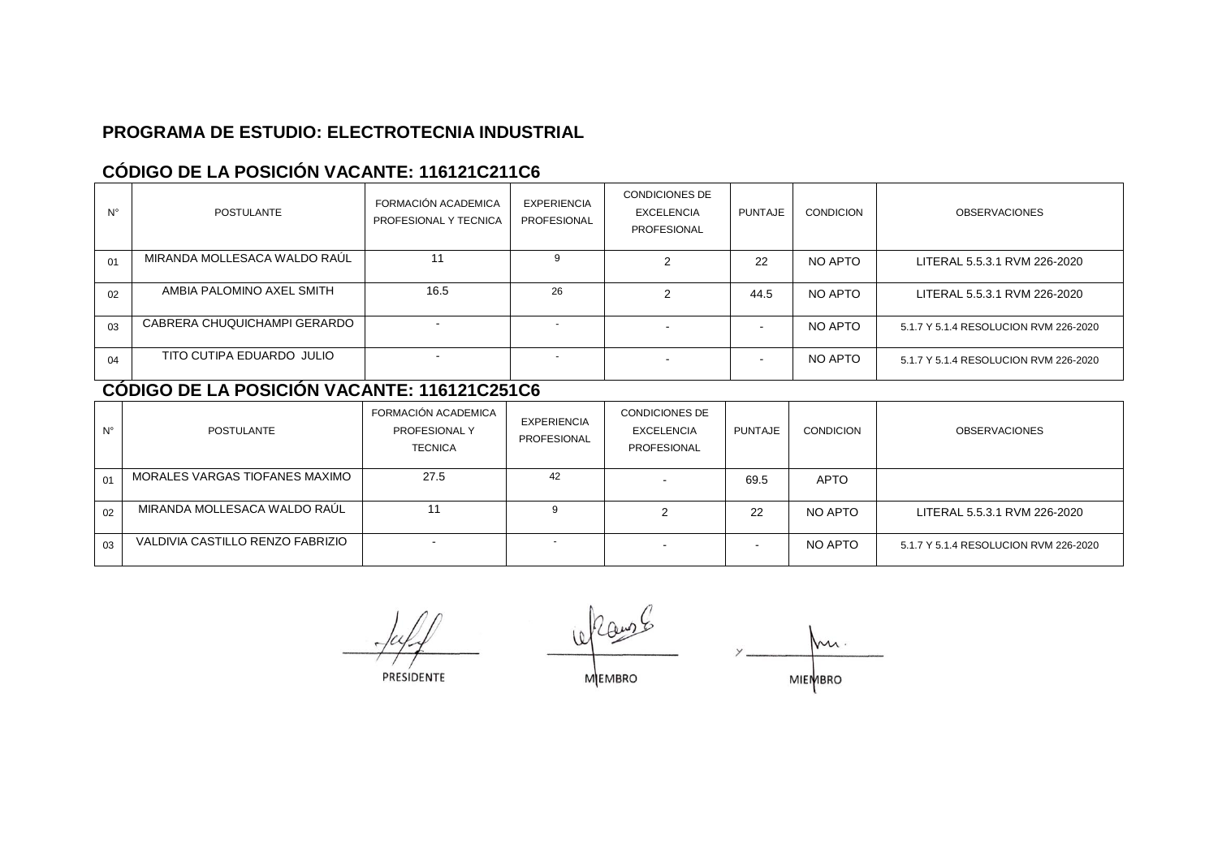## PROGRAMA DE ESTUDIO: ELECTROTECNIA INDUSTRIAL

### CÓDIGO DE LA POSICIÓN VACANTE: 116121C211C6

| N° | POSTULANTE | FORMACIÓN ACADEMICA PROFESIONAL Y TECNICA | EXPERIENCIA PROFESIONAL | CONDICIONES DE EXCELENCIA PROFESIONAL | PUNTAJE | CONDICION | OBSERVACIONES |
|---|---|---|---|---|---|---|---|
| 01 | MIRANDA MOLLESACA WALDO RAÚL | 11 | 9 | 2 | 22 | NO APTO | LITERAL 5.5.3.1 RVM 226-2020 |
| 02 | AMBIA PALOMINO AXEL SMITH | 16.5 | 26 | 2 | 44.5 | NO APTO | LITERAL 5.5.3.1 RVM 226-2020 |
| 03 | CABRERA CHUQUICHAMPI GERARDO | - | - | - | - | NO APTO | 5.1.7 Y 5.1.4 RESOLUCION RVM 226-2020 |
| 04 | TITO CUTIPA EDUARDO JULIO | - | - | - | - | NO APTO | 5.1.7 Y 5.1.4 RESOLUCION RVM 226-2020 |

### CÓDIGO DE LA POSICIÓN VACANTE: 116121C251C6

| N° | POSTULANTE | FORMACIÓN ACADEMICA PROFESIONAL Y TECNICA | EXPERIENCIA PROFESIONAL | CONDICIONES DE EXCELENCIA PROFESIONAL | PUNTAJE | CONDICION | OBSERVACIONES |
|---|---|---|---|---|---|---|---|
| 01 | MORALES VARGAS TIOFANES MAXIMO | 27.5 | 42 | - | 69.5 | APTO | |
| 02 | MIRANDA MOLLESACA WALDO RAÚL | 11 | 9 | 2 | 22 | NO APTO | LITERAL 5.5.3.1 RVM 226-2020 |
| 03 | VALDIVIA CASTILLO RENZO FABRIZIO | - | - | - | - | NO APTO | 5.1.7 Y 5.1.4 RESOLUCION RVM 226-2020 |

PRESIDENTE

MIEMBRO

MIEMBRO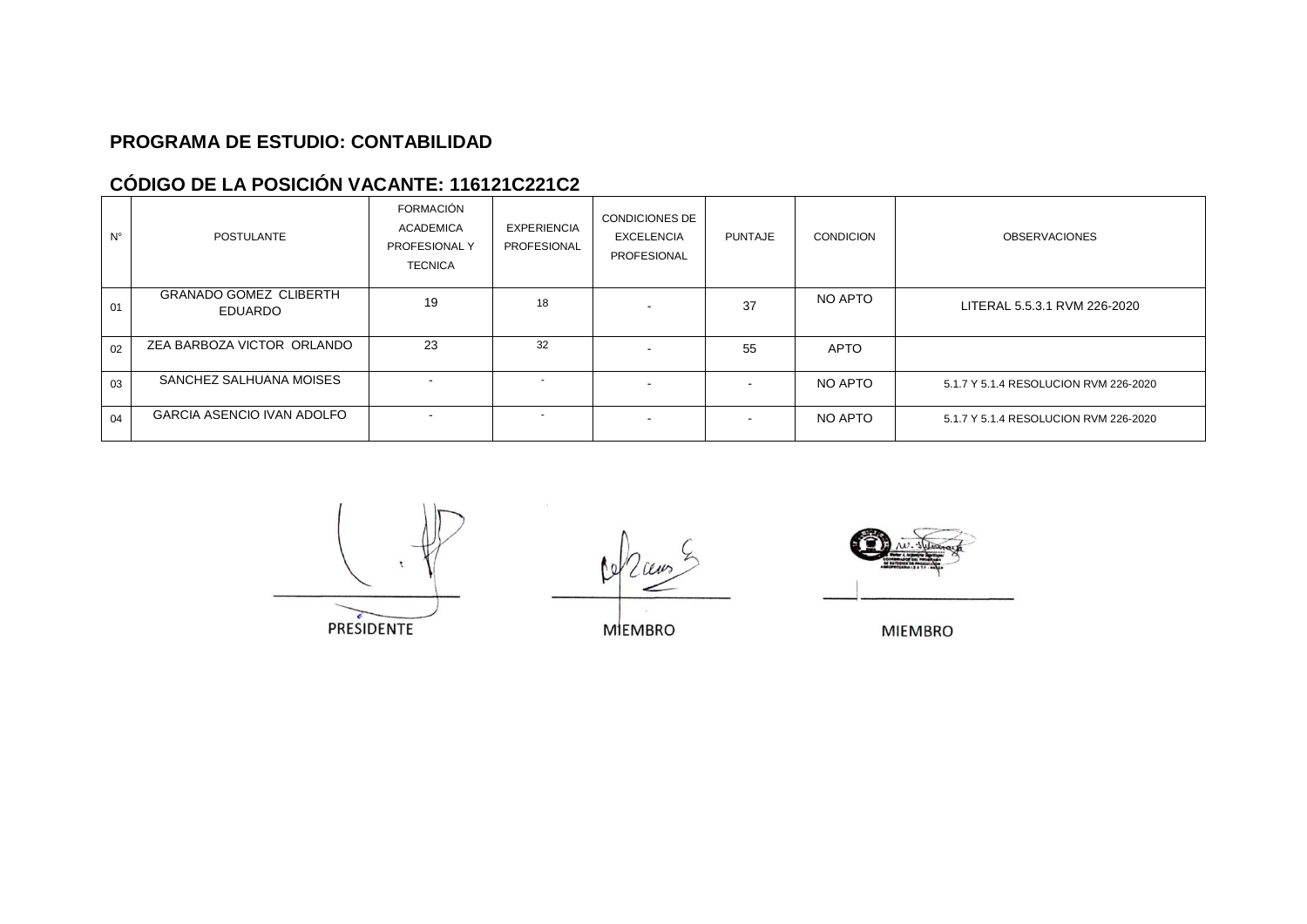## PROGRAMA DE ESTUDIO: CONTABILIDAD

## CÓDIGO DE LA POSICIÓN VACANTE: 116121C221C2

| N° | POSTULANTE | FORMACIÓN ACADEMICA PROFESIONAL Y TECNICA | EXPERIENCIA PROFESIONAL | CONDICIONES DE EXCELENCIA PROFESIONAL | PUNTAJE | CONDICION | OBSERVACIONES |
|---|---|---|---|---|---|---|---|
| 01 | GRANADO GOMEZ CLIBERTH EDUARDO | 19 | 18 | - | 37 | NO APTO | LITERAL 5.5.3.1 RVM 226-2020 |
| 02 | ZEA BARBOZA VICTOR ORLANDO | 23 | 32 | - | 55 | APTO | |
| 03 | SANCHEZ SALHUANA MOISES | - | - | - | - | NO APTO | 5.1.7 Y 5.1.4 RESOLUCION RVM 226-2020 |
| 04 | GARCIA ASENCIO IVAN ADOLFO | - | - | - | - | NO APTO | 5.1.7 Y 5.1.4 RESOLUCION RVM 226-2020 |

PRESIDENTE

MIEMBRO

MIEMBRO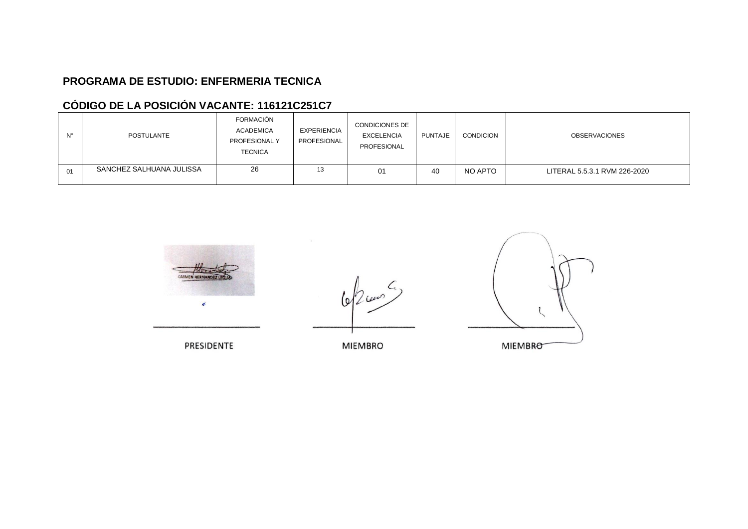## PROGRAMA DE ESTUDIO: ENFERMERIA TECNICA

## CÓDIGO DE LA POSICIÓN VACANTE: 116121C251C7

| N° | POSTULANTE | FORMACIÓN ACADEMICA PROFESIONAL Y TECNICA | EXPERIENCIA PROFESIONAL | CONDICIONES DE EXCELENCIA PROFESIONAL | PUNTAJE | CONDICION | OBSERVACIONES |
|---|---|---|---|---|---|---|---|
| 01 | SANCHEZ SALHUANA JULISSA | 26 | 13 | 01 | 40 | NO APTO | LITERAL 5.5.3.1 RVM 226-2020 |

CARMEN HERNANDEZ LEGUIA

PRESIDENTE

MIEMBRO

MIEMBRO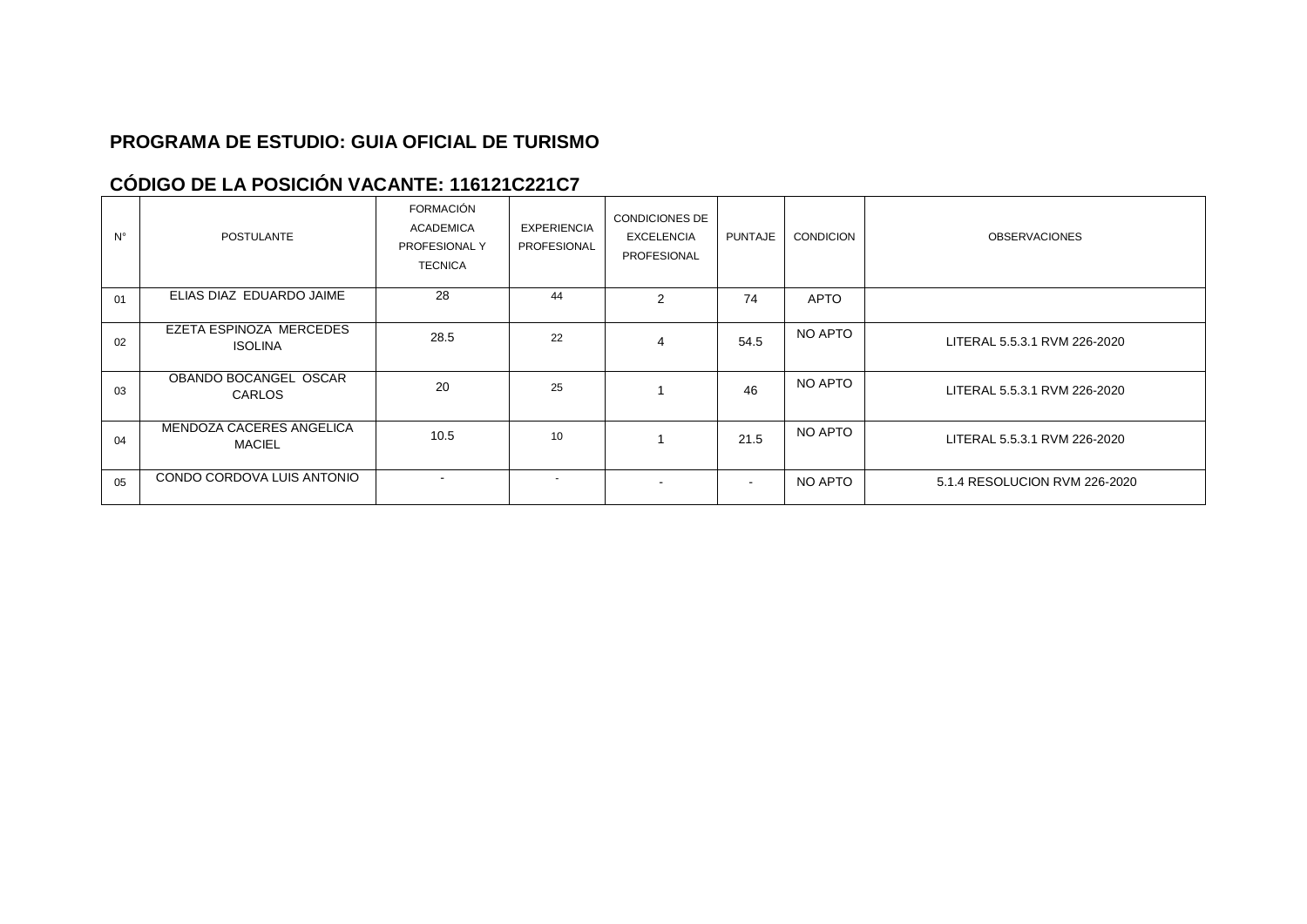## PROGRAMA DE ESTUDIO: GUIA OFICIAL DE TURISMO

## CÓDIGO DE LA POSICIÓN VACANTE: 116121C221C7

| N° | POSTULANTE | FORMACIÓN ACADEMICA PROFESIONAL Y TECNICA | EXPERIENCIA PROFESIONAL | CONDICIONES DE EXCELENCIA PROFESIONAL | PUNTAJE | CONDICION | OBSERVACIONES |
|---|---|---|---|---|---|---|---|
| 01 | ELIAS DIAZ EDUARDO JAIME | 28 | 44 | 2 | 74 | APTO | |
| 02 | EZETA ESPINOZA MERCEDES ISOLINA | 28.5 | 22 | 4 | 54.5 | NO APTO | LITERAL 5.5.3.1 RVM 226-2020 |
| 03 | OBANDO BOCANGEL OSCAR CARLOS | 20 | 25 | 1 | 46 | NO APTO | LITERAL 5.5.3.1 RVM 226-2020 |
| 04 | MENDOZA CACERES ANGELICA MACIEL | 10.5 | 10 | 1 | 21.5 | NO APTO | LITERAL 5.5.3.1 RVM 226-2020 |
| 05 | CONDO CORDOVA LUIS ANTONIO | - | - | - | - | NO APTO | 5.1.4 RESOLUCION RVM 226-2020 |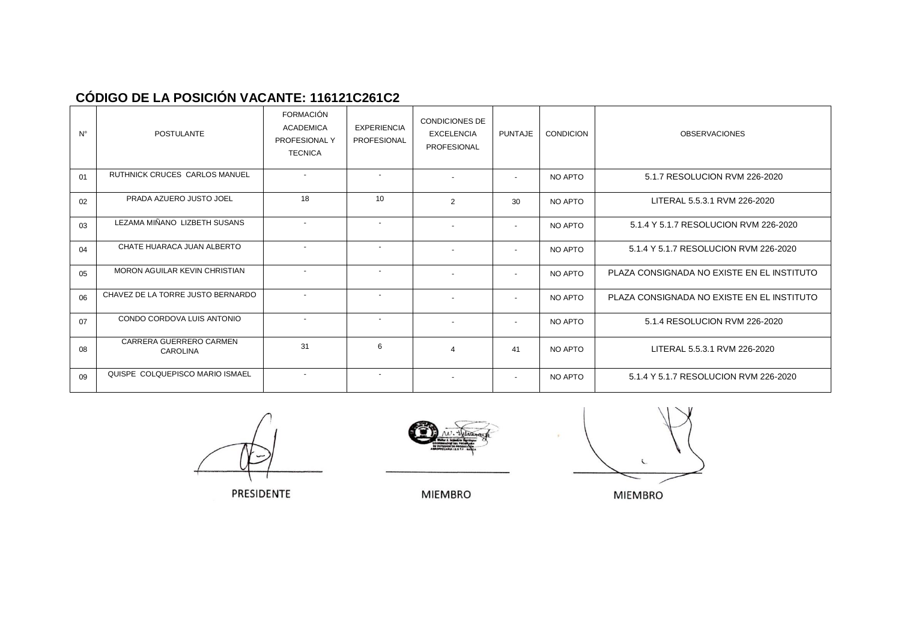## CÓDIGO DE LA POSICIÓN VACANTE: 116121C261C2

| N° | POSTULANTE | FORMACIÓN ACADEMICA PROFESIONAL Y TECNICA | EXPERIENCIA PROFESIONAL | CONDICIONES DE EXCELENCIA PROFESIONAL | PUNTAJE | CONDICION | OBSERVACIONES |
|---|---|---|---|---|---|---|---|
| 01 | RUTHNICK CRUCES CARLOS MANUEL | - | - | - | - | NO APTO | 5.1.7 RESOLUCION RVM 226-2020 |
| 02 | PRADA AZUERO JUSTO JOEL | 18 | 10 | 2 | 30 | NO APTO | LITERAL 5.5.3.1 RVM 226-2020 |
| 03 | LEZAMA MIÑANO LIZBETH SUSANS | - | - | - | - | NO APTO | 5.1.4 Y 5.1.7 RESOLUCION RVM 226-2020 |
| 04 | CHATE HUARACA JUAN ALBERTO | - | - | - | - | NO APTO | 5.1.4 Y 5.1.7 RESOLUCION RVM 226-2020 |
| 05 | MORON AGUILAR KEVIN CHRISTIAN | - | - | - | - | NO APTO | PLAZA CONSIGNADA NO EXISTE EN EL INSTITUTO |
| 06 | CHAVEZ DE LA TORRE JUSTO BERNARDO | - | - | - | - | NO APTO | PLAZA CONSIGNADA NO EXISTE EN EL INSTITUTO |
| 07 | CONDO CORDOVA LUIS ANTONIO | - | - | - | - | NO APTO | 5.1.4 RESOLUCION RVM 226-2020 |
| 08 | CARRERA GUERRERO CARMEN CAROLINA | 31 | 6 | 4 | 41 | NO APTO | LITERAL 5.5.3.1 RVM 226-2020 |
| 09 | QUISPE COLQUEPISCO MARIO ISMAEL | - | - | - | - | NO APTO | 5.1.4 Y 5.1.7 RESOLUCION RVM 226-2020 |

PRESIDENTE MIEMBRO MIEMBRO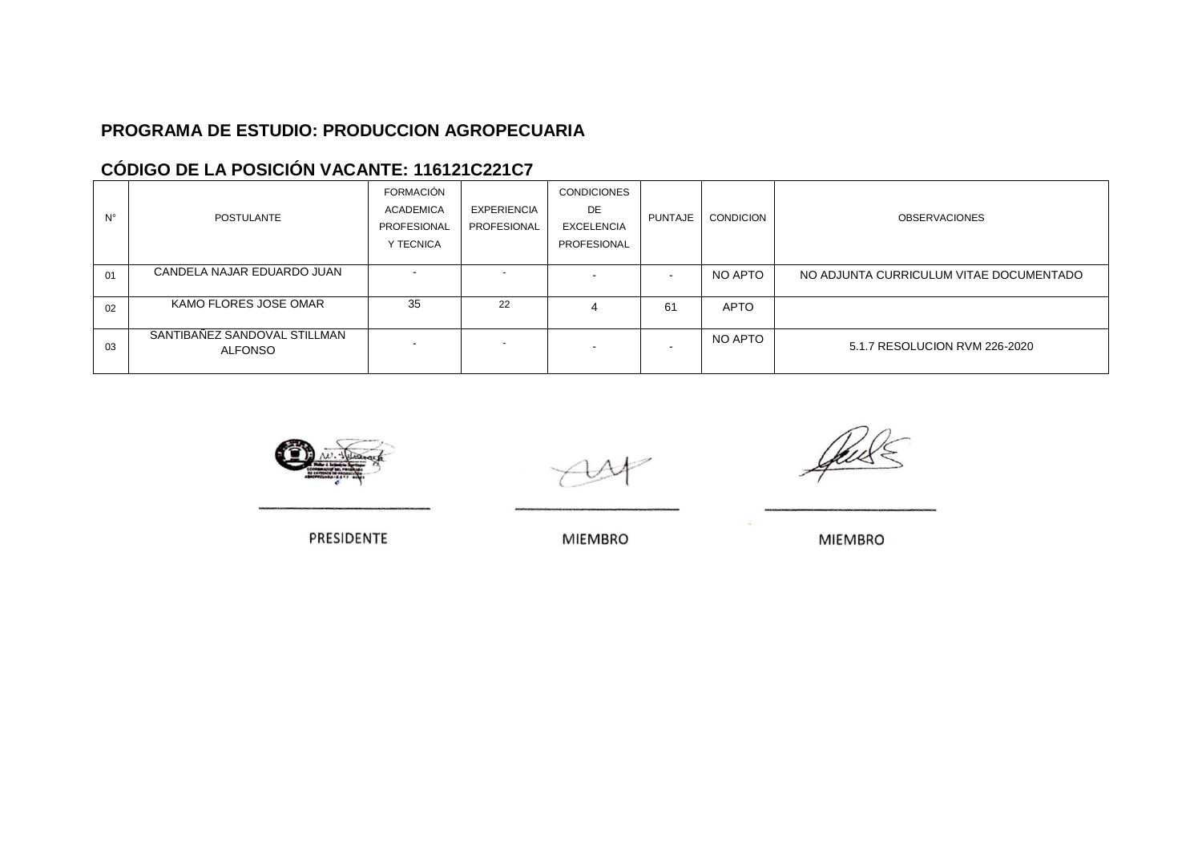## PROGRAMA DE ESTUDIO: PRODUCCION AGROPECUARIA

## CÓDIGO DE LA POSICIÓN VACANTE: 116121C221C7

| N° | POSTULANTE | FORMACIÓN ACADEMICA PROFESIONAL Y TECNICA | EXPERIENCIA PROFESIONAL | CONDICIONES DE EXCELENCIA PROFESIONAL | PUNTAJE | CONDICION | OBSERVACIONES |
|---|---|---|---|---|---|---|---|
| 01 | CANDELA NAJAR EDUARDO JUAN | - | - | - | - | NO APTO | NO ADJUNTA CURRICULUM VITAE DOCUMENTADO |
| 02 | KAMO FLORES JOSE OMAR | 35 | 22 | 4 | 61 | APTO | |
| 03 | SANTIBAÑEZ SANDOVAL STILLMAN ALFONSO | - | - | - | - | NO APTO | 5.1.7 RESOLUCION RVM 226-2020 |

PRESIDENTE

MIEMBRO

MIEMBRO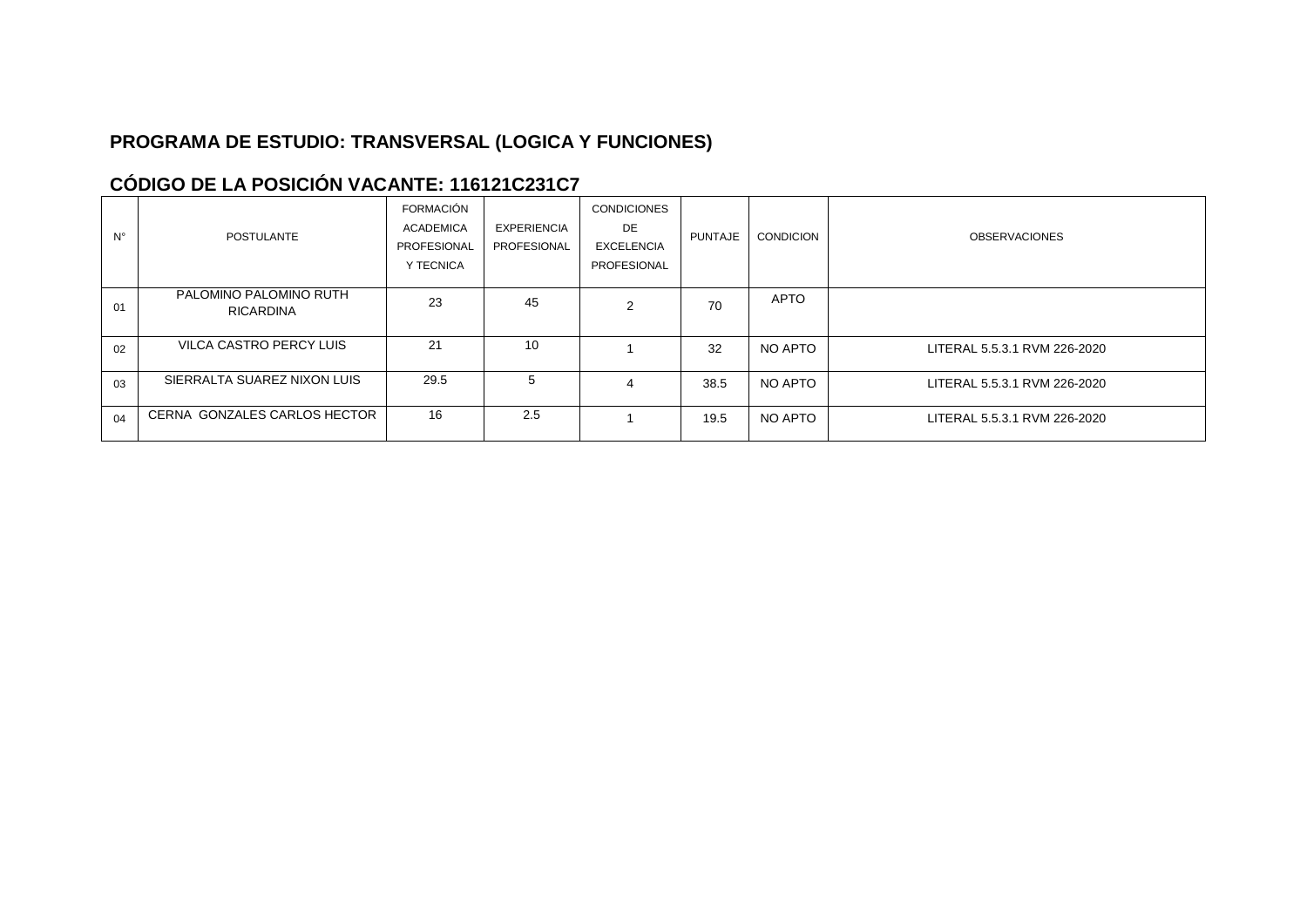## PROGRAMA DE ESTUDIO: TRANSVERSAL (LOGICA Y FUNCIONES)

## CÓDIGO DE LA POSICIÓN VACANTE: 116121C231C7

| N° | POSTULANTE | FORMACIÓN ACADEMICA PROFESIONAL Y TECNICA | EXPERIENCIA PROFESIONAL | CONDICIONES DE EXCELENCIA PROFESIONAL | PUNTAJE | CONDICION | OBSERVACIONES |
|---|---|---|---|---|---|---|---|
| 01 | PALOMINO PALOMINO RUTH RICARDINA | 23 | 45 | 2 | 70 | APTO | |
| 02 | VILCA CASTRO PERCY LUIS | 21 | 10 | 1 | 32 | NO APTO | LITERAL 5.5.3.1 RVM 226-2020 |
| 03 | SIERRALTA SUAREZ NIXON LUIS | 29.5 | 5 | 4 | 38.5 | NO APTO | LITERAL 5.5.3.1 RVM 226-2020 |
| 04 | CERNA GONZALES CARLOS HECTOR | 16 | 2.5 | 1 | 19.5 | NO APTO | LITERAL 5.5.3.1 RVM 226-2020 |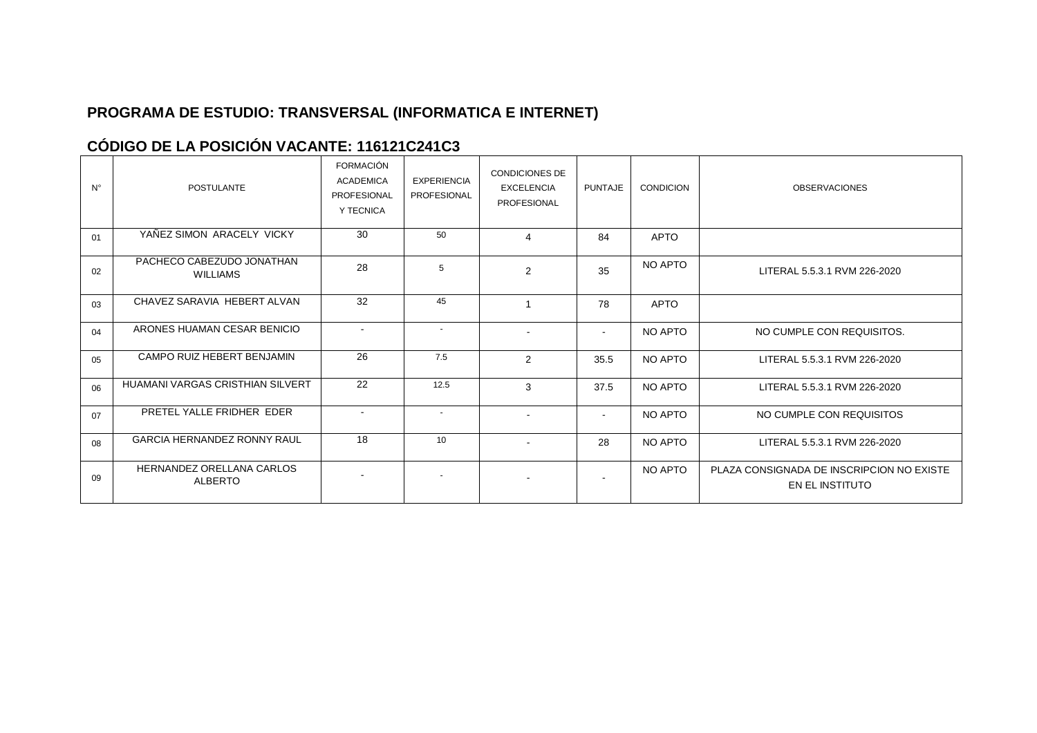## PROGRAMA DE ESTUDIO: TRANSVERSAL (INFORMATICA E INTERNET)

## CÓDIGO DE LA POSICIÓN VACANTE: 116121C241C3

| N° | POSTULANTE | FORMACIÓN ACADEMICA PROFESIONAL Y TECNICA | EXPERIENCIA PROFESIONAL | CONDICIONES DE EXCELENCIA PROFESIONAL | PUNTAJE | CONDICION | OBSERVACIONES |
|---|---|---|---|---|---|---|---|
| 01 | YAÑEZ SIMON ARACELY VICKY | 30 | 50 | 4 | 84 | APTO | |
| 02 | PACHECO CABEZUDO JONATHAN WILLIAMS | 28 | 5 | 2 | 35 | NO APTO | LITERAL 5.5.3.1 RVM 226-2020 |
| 03 | CHAVEZ SARAVIA HEBERT ALVAN | 32 | 45 | 1 | 78 | APTO | |
| 04 | ARONES HUAMAN CESAR BENICIO | - | - | - | - | NO APTO | NO CUMPLE CON REQUISITOS. |
| 05 | CAMPO RUIZ HEBERT BENJAMIN | 26 | 7.5 | 2 | 35.5 | NO APTO | LITERAL 5.5.3.1 RVM 226-2020 |
| 06 | HUAMANI VARGAS CRISTHIAN SILVERT | 22 | 12.5 | 3 | 37.5 | NO APTO | LITERAL 5.5.3.1 RVM 226-2020 |
| 07 | PRETEL YALLE FRIDHER EDER | - | - | - | - | NO APTO | NO CUMPLE CON REQUISITOS |
| 08 | GARCIA HERNANDEZ RONNY RAUL | 18 | 10 | - | 28 | NO APTO | LITERAL 5.5.3.1 RVM 226-2020 |
| 09 | HERNANDEZ ORELLANA CARLOS ALBERTO | - | - | - | - | NO APTO | PLAZA CONSIGNADA DE INSCRIPCION NO EXISTE EN EL INSTITUTO |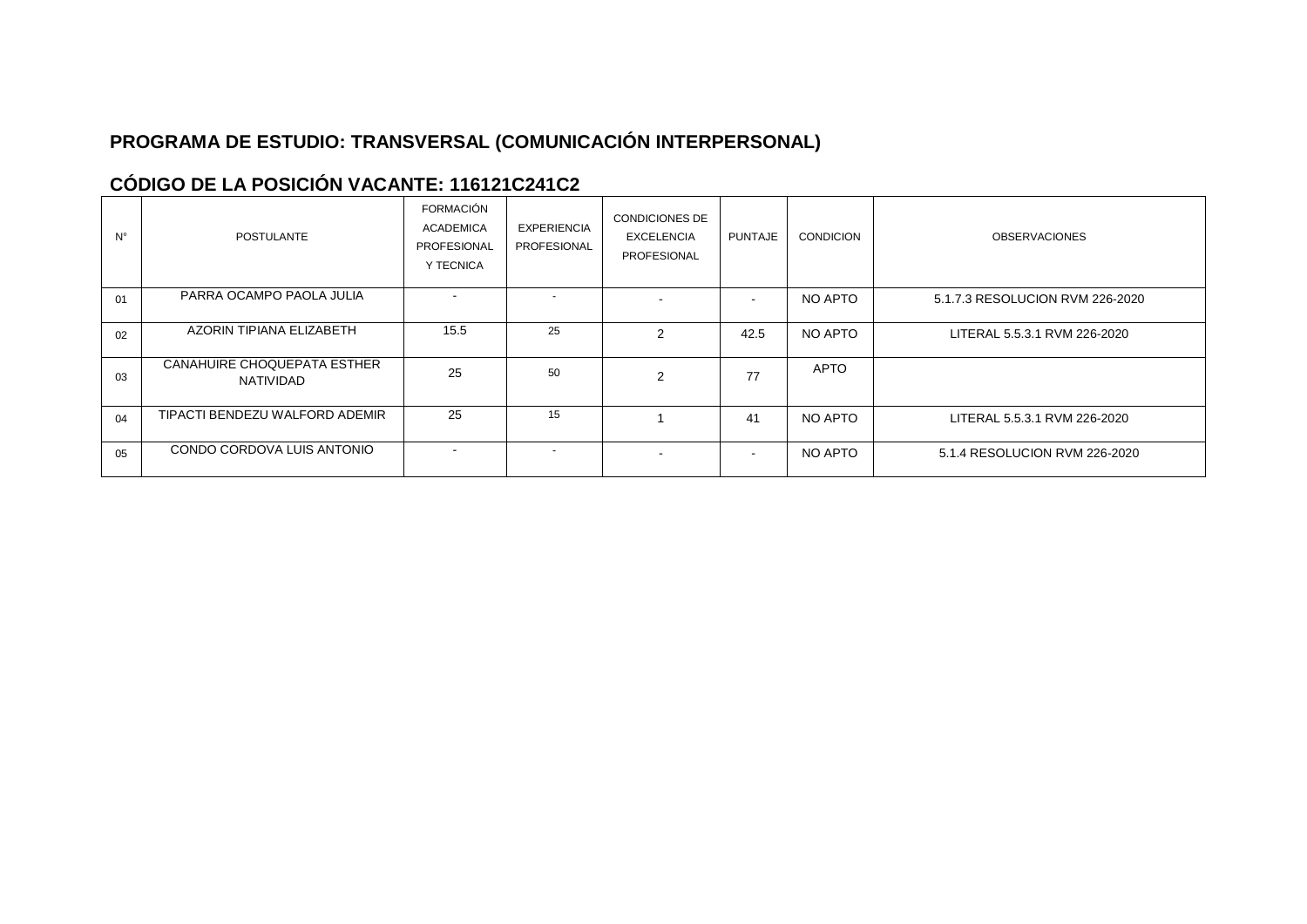## PROGRAMA DE ESTUDIO: TRANSVERSAL (COMUNICACIÓN INTERPERSONAL)

## CÓDIGO DE LA POSICIÓN VACANTE: 116121C241C2

| N° | POSTULANTE | FORMACIÓN ACADEMICA PROFESIONAL Y TECNICA | EXPERIENCIA PROFESIONAL | CONDICIONES DE EXCELENCIA PROFESIONAL | PUNTAJE | CONDICION | OBSERVACIONES |
|---|---|---|---|---|---|---|---|
| 01 | PARRA OCAMPO PAOLA JULIA | - | - | - | - | NO APTO | 5.1.7.3 RESOLUCION RVM 226-2020 |
| 02 | AZORIN TIPIANA ELIZABETH | 15.5 | 25 | 2 | 42.5 | NO APTO | LITERAL 5.5.3.1 RVM 226-2020 |
| 03 | CANAHUIRE CHOQUEPATA ESTHER NATIVIDAD | 25 | 50 | 2 | 77 | APTO | |
| 04 | TIPACTI BENDEZU WALFORD ADEMIR | 25 | 15 | 1 | 41 | NO APTO | LITERAL 5.5.3.1 RVM 226-2020 |
| 05 | CONDO CORDOVA LUIS ANTONIO | - | - | - | - | NO APTO | 5.1.4 RESOLUCION RVM 226-2020 |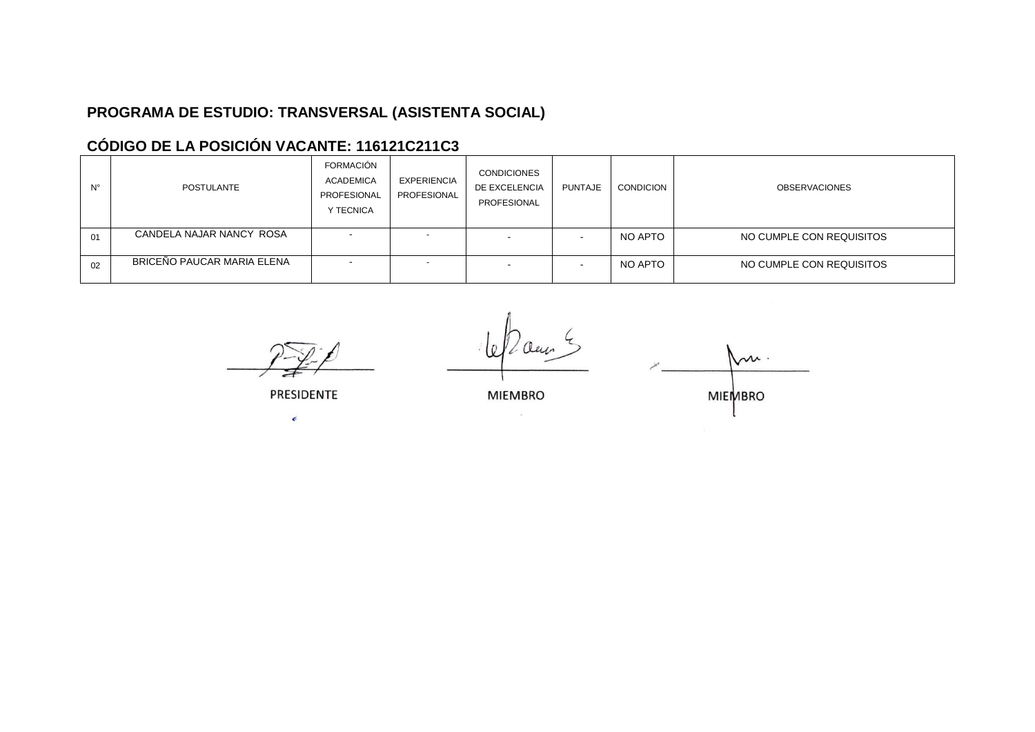## PROGRAMA DE ESTUDIO: TRANSVERSAL (ASISTENTA SOCIAL)

## CÓDIGO DE LA POSICIÓN VACANTE: 116121C211C3

| N° | POSTULANTE | FORMACIÓN ACADEMICA PROFESIONAL Y TECNICA | EXPERIENCIA PROFESIONAL | CONDICIONES DE EXCELENCIA PROFESIONAL | PUNTAJE | CONDICION | OBSERVACIONES |
|---|---|---|---|---|---|---|---|
| 01 | CANDELA NAJAR NANCY ROSA | - | - | - | - | NO APTO | NO CUMPLE CON REQUISITOS |
| 02 | BRICEÑO PAUCAR MARIA ELENA | - | - | - | - | NO APTO | NO CUMPLE CON REQUISITOS |

PRESIDENTE

MIEMBRO

MIEMBRO